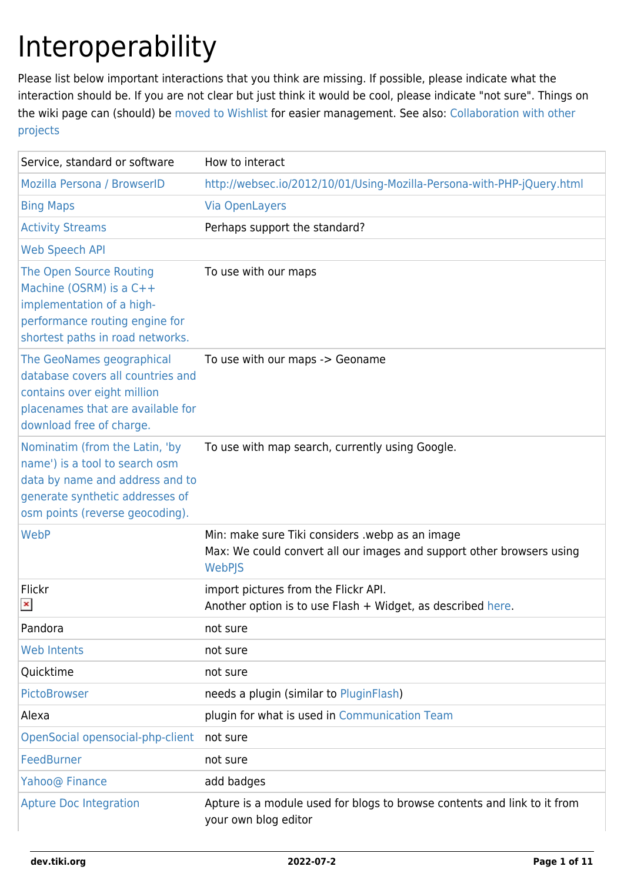# Interoperability

Please list below important interactions that you think are missing. If possible, please indicate what the interaction should be. If you are not clear but just think it would be cool, please indicate "not sure". Things on the wiki page can (should) be moved to Wishlist for easier management. See also: Collaboration with other projects

| Service, standard or software | How to interact |
|---|---|
| Mozilla Persona / BrowserID | http://websec.io/2012/10/01/Using-Mozilla-Persona-with-PHP-jQuery.html |
| Bing Maps | Via OpenLayers |
| Activity Streams | Perhaps support the standard? |
| Web Speech API | |
| The Open Source Routing Machine (OSRM) is a C++ implementation of a high-performance routing engine for shortest paths in road networks. | To use with our maps |
| The GeoNames geographical database covers all countries and contains over eight million placenames that are available for download free of charge. | To use with our maps -> Geoname |
| Nominatim (from the Latin, 'by name') is a tool to search osm data by name and address and to generate synthetic addresses of osm points (reverse geocoding). | To use with map search, currently using Google. |
| WebP | Min: make sure Tiki considers .webp as an image<br>Max: We could convert all our images and support other browsers using WebPJS |
| Flickr | import pictures from the Flickr API.<br>Another option is to use Flash + Widget, as described here. |
| Pandora | not sure |
| Web Intents | not sure |
| Quicktime | not sure |
| PictoBrowser | needs a plugin (similar to PluginFlash) |
| Alexa | plugin for what is used in Communication Team |
| OpenSocial opensocial-php-client | not sure |
| FeedBurner | not sure |
| Yahoo@ Finance | add badges |
| Apture Doc Integration | Apture is a module used for blogs to browse contents and link to it from your own blog editor |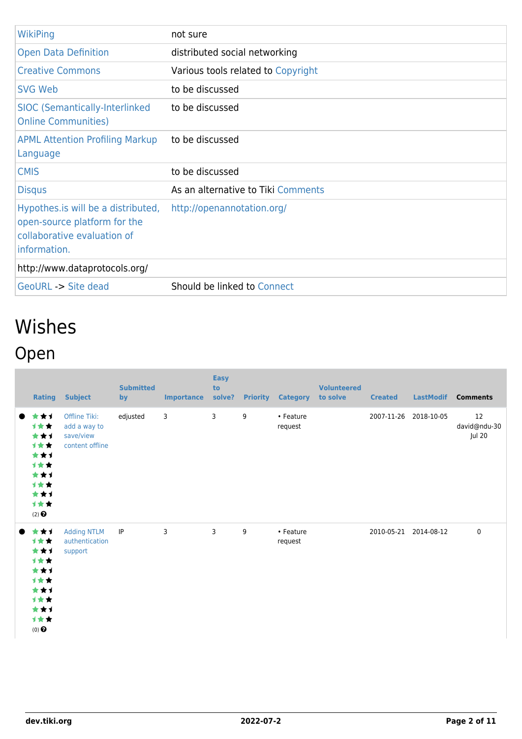| | |
|---|---|
| WikiPing | not sure |
| Open Data Definition | distributed social networking |
| Creative Commons | Various tools related to Copyright |
| SVG Web | to be discussed |
| SIOC (Semantically-Interlinked Online Communities) | to be discussed |
| APML Attention Profiling Markup Language | to be discussed |
| CMIS | to be discussed |
| Disqus | As an alternative to Tiki Comments |
| Hypothes.is will be a distributed, open-source platform for the collaborative evaluation of information. | http://openannotation.org/ |
| http://www.dataprotocols.org/ | |
| GeoURL -> Site dead | Should be linked to Connect |

# Wishes

## Open

| | Rating | Subject | Submitted by | Importance | Easy to solve? | Priority | Category | Volunteered to solve | Created | LastModif | Comments |
|---|---|---|---|---|---|---|---|---|---|---|---|
| ● | (2) | Offline Tiki: add a way to save/view content offline | edjusted | 3 | 3 | 9 | • Feature request | | 2007-11-26 | 2018-10-05 | 12 david@ndu-30 Jul 20 |
| ● | (0) | Adding NTLM authentication support | IP | 3 | 3 | 9 | • Feature request | | 2010-05-21 | 2014-08-12 | 0 |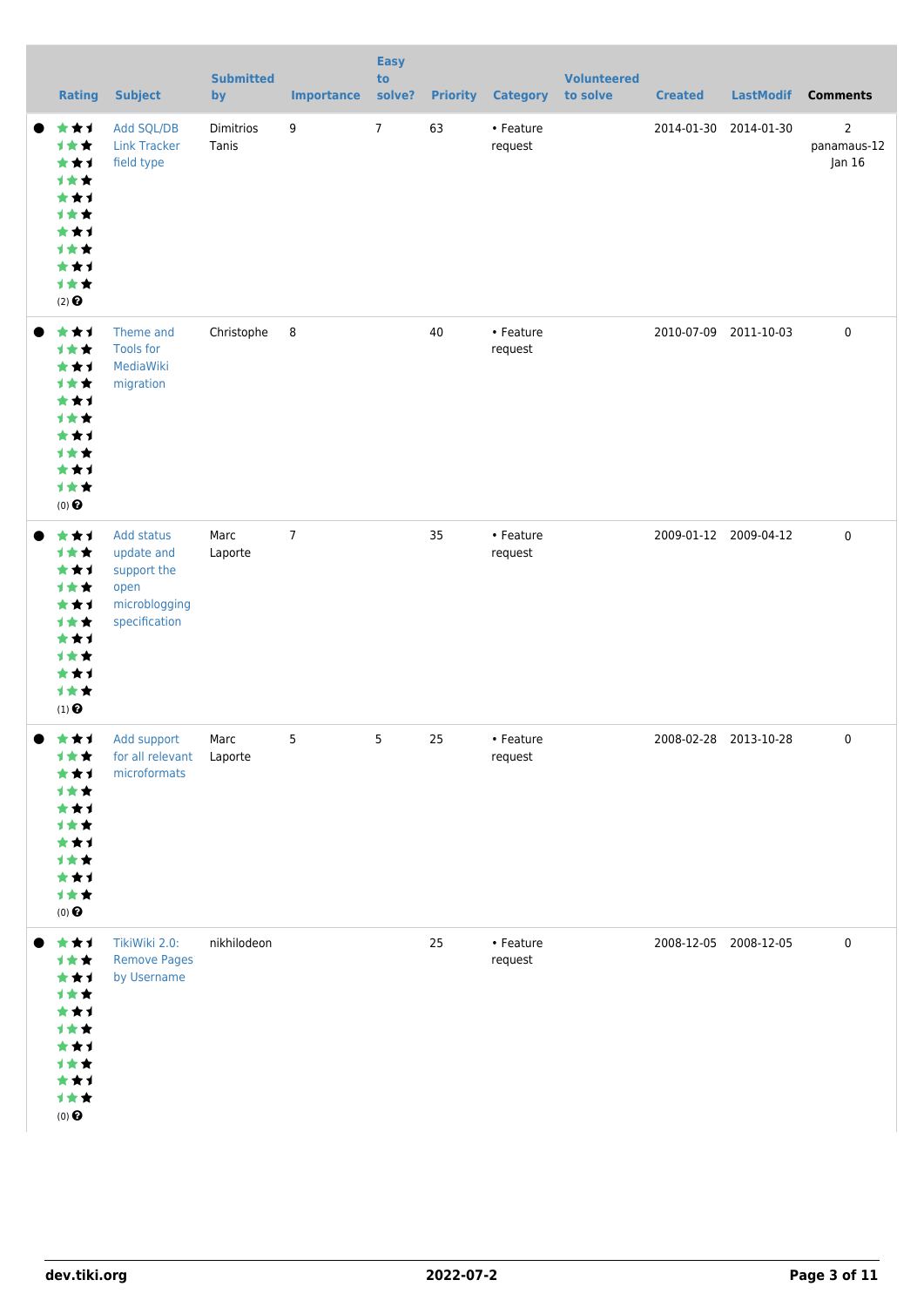| | Rating | Subject | Submitted by | Importance | Easy to solve? | Priority | Category | Volunteered to solve | Created | LastModif | Comments |
|---|---|---|---|---|---|---|---|---|---|---|---|
| ● | (2) | Add SQL/DB Link Tracker field type | Dimitrios Tanis | 9 | 7 | 63 | • Feature request | | 2014-01-30 | 2014-01-30 | 2 panamaus-12 Jan 16 |
| ● | (0) | Theme and Tools for MediaWiki migration | Christophe | 8 | | 40 | • Feature request | | 2010-07-09 | 2011-10-03 | 0 |
| ● | (1) | Add status update and support the open microblogging specification | Marc Laporte | 7 | | 35 | • Feature request | | 2009-01-12 | 2009-04-12 | 0 |
| ● | (0) | Add support for all relevant microformats | Marc Laporte | 5 | 5 | 25 | • Feature request | | 2008-02-28 | 2013-10-28 | 0 |
| ● | (0) | TikiWiki 2.0: Remove Pages by Username | nikhilodeon | | | 25 | • Feature request | | 2008-12-05 | 2008-12-05 | 0 |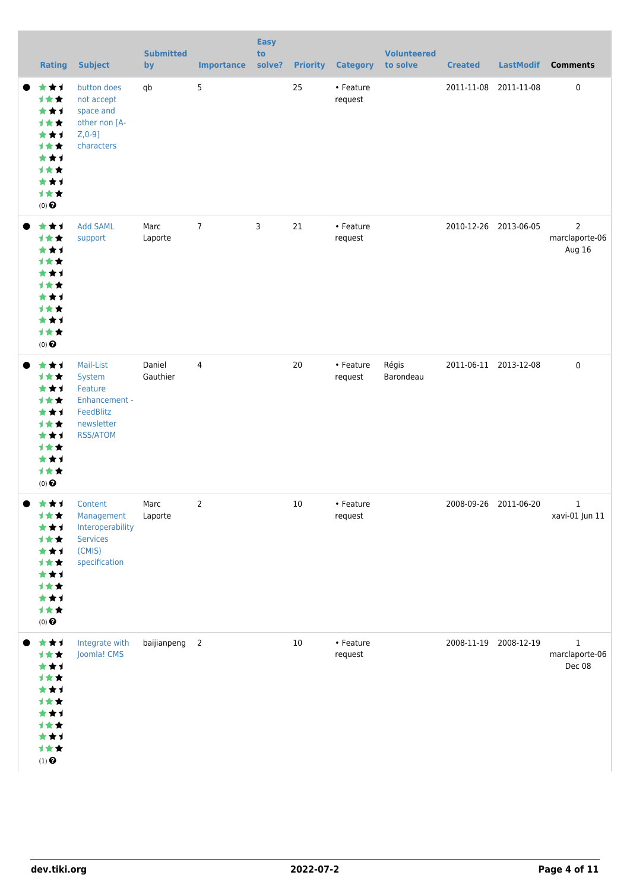| | Rating | Subject | Submitted by | Importance | Easy to solve? | Priority | Category | Volunteered to solve | Created | LastModif | Comments |
|---|---|---|---|---|---|---|---|---|---|---|---|
| ● | (0) | button does not accept space and other non [A-Z,0-9] characters | qb | 5 | | 25 | • Feature request | | 2011-11-08 | 2011-11-08 | 0 |
| ● | (0) | Add SAML support | Marc Laporte | 7 | 3 | 21 | • Feature request | | 2010-12-26 | 2013-06-05 | 2 marclaporte-06 Aug 16 |
| ● | (0) | Mail-List System Feature Enhancement - FeedBlitz newsletter RSS/ATOM | Daniel Gauthier | 4 | | 20 | • Feature request | Régis Barondeau | 2011-06-11 | 2013-12-08 | 0 |
| ● | (0) | Content Management Interoperability Services (CMIS) specification | Marc Laporte | 2 | | 10 | • Feature request | | 2008-09-26 | 2011-06-20 | 1 xavi-01 Jun 11 |
| ● | (1) | Integrate with Joomla! CMS | baijianpeng | 2 | | 10 | • Feature request | | 2008-11-19 | 2008-12-19 | 1 marclaporte-06 Dec 08 |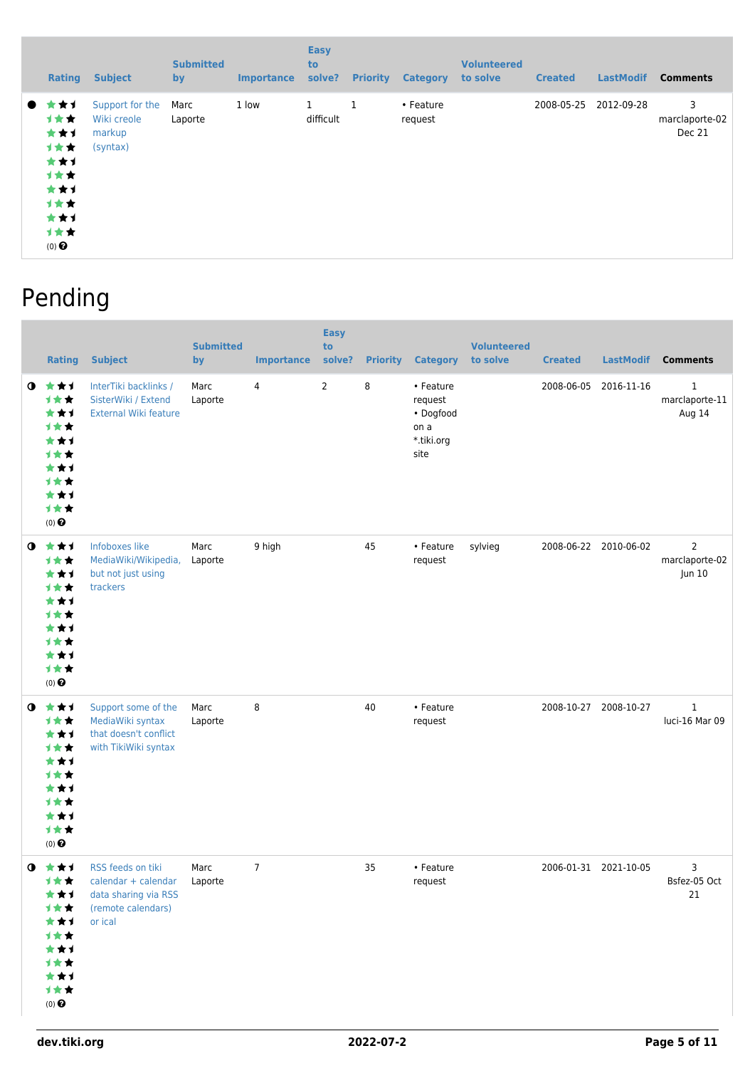| | Rating | Subject | Submitted by | Importance | Easy to solve? | Priority | Category | Volunteered to solve | Created | LastModif | Comments |
|---|---|---|---|---|---|---|---|---|---|---|---|
| ● | (0) | Support for the Wiki creole markup (syntax) | Marc Laporte | 1 low | 1 difficult | 1 | • Feature request | | 2008-05-25 | 2012-09-28 | 3 marclaporte-02 Dec 21 |

# Pending

| | Rating | Subject | Submitted by | Importance | Easy to solve? | Priority | Category | Volunteered to solve | Created | LastModif | Comments |
|---|---|---|---|---|---|---|---|---|---|---|---|
| ◑ | (0) | InterTiki backlinks / SisterWiki / Extend External Wiki feature | Marc Laporte | 4 | 2 | 8 | • Feature request • Dogfood on a *.tiki.org site | | 2008-06-05 | 2016-11-16 | 1 marclaporte-11 Aug 14 |
| ◑ | (0) | Infoboxes like MediaWiki/Wikipedia, but not just using trackers | Marc Laporte | 9 high | | 45 | • Feature request | sylvieg | 2008-06-22 | 2010-06-02 | 2 marclaporte-02 Jun 10 |
| ◑ | (0) | Support some of the MediaWiki syntax that doesn't conflict with TikiWiki syntax | Marc Laporte | 8 | | 40 | • Feature request | | 2008-10-27 | 2008-10-27 | 1 luci-16 Mar 09 |
| ◑ | (0) | RSS feeds on tiki calendar + calendar data sharing via RSS (remote calendars) or ical | Marc Laporte | 7 | | 35 | • Feature request | | 2006-01-31 | 2021-10-05 | 3 Bsfez-05 Oct 21 |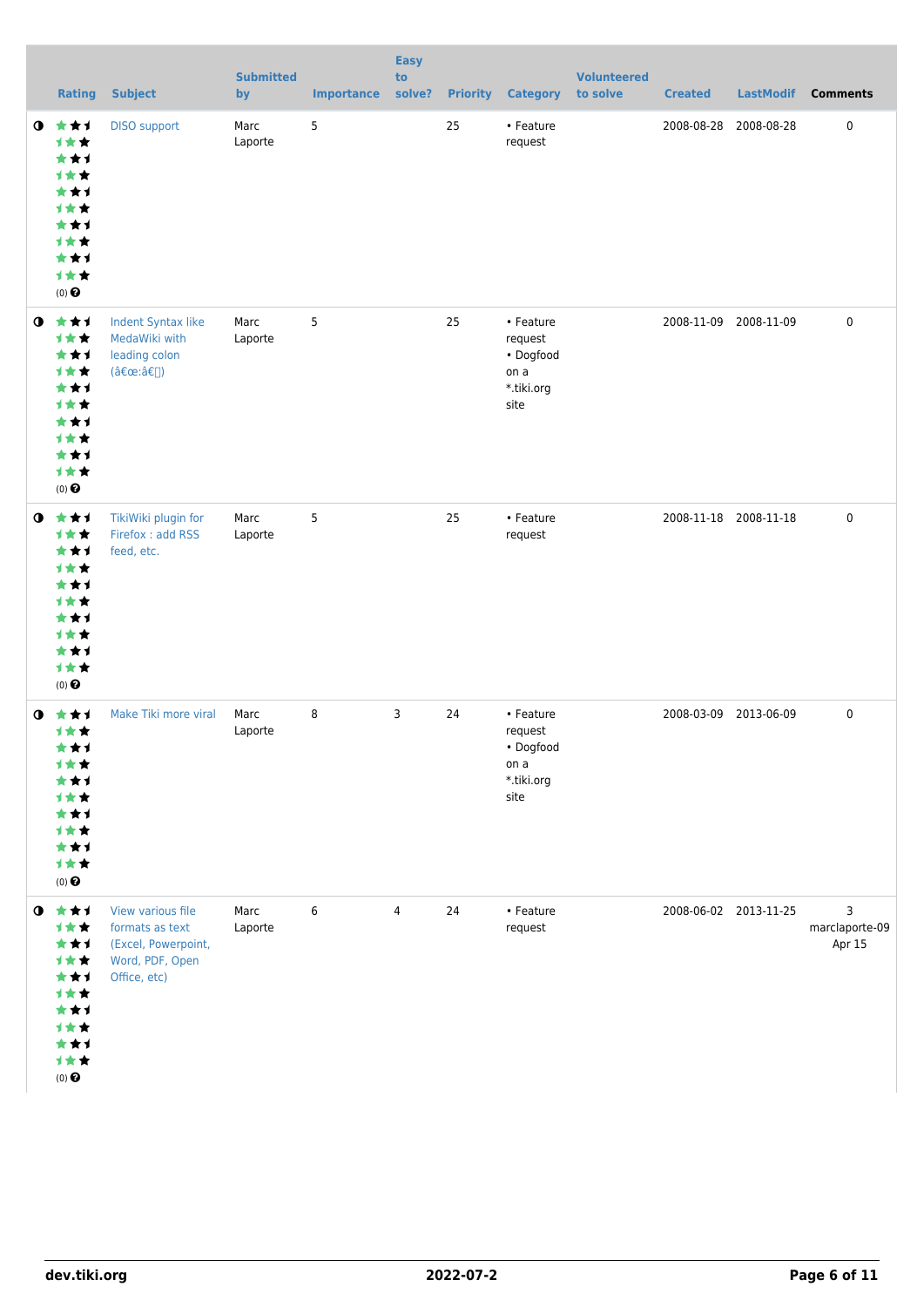| | Rating | Subject | Submitted by | Importance | Easy to solve? | Priority | Category | Volunteered to solve | Created | LastModif | Comments |
|---|---|---|---|---|---|---|---|---|---|---|---|
| ◑ | (0) | DISO support | Marc Laporte | 5 | | 25 | • Feature request | | 2008-08-28 | 2008-08-28 | 0 |
| ◑ | (0) | Indent Syntax like MedaWiki with leading colon (â€œ:â€) | Marc Laporte | 5 | | 25 | • Feature request • Dogfood on a *.tiki.org site | | 2008-11-09 | 2008-11-09 | 0 |
| ◑ | (0) | TikiWiki plugin for Firefox : add RSS feed, etc. | Marc Laporte | 5 | | 25 | • Feature request | | 2008-11-18 | 2008-11-18 | 0 |
| ◑ | (0) | Make Tiki more viral | Marc Laporte | 8 | 3 | 24 | • Feature request • Dogfood on a *.tiki.org site | | 2008-03-09 | 2013-06-09 | 0 |
| ◑ | (0) | View various file formats as text (Excel, Powerpoint, Word, PDF, Open Office, etc) | Marc Laporte | 6 | 4 | 24 | • Feature request | | 2008-06-02 | 2013-11-25 | 3 marclaporte-09 Apr 15 |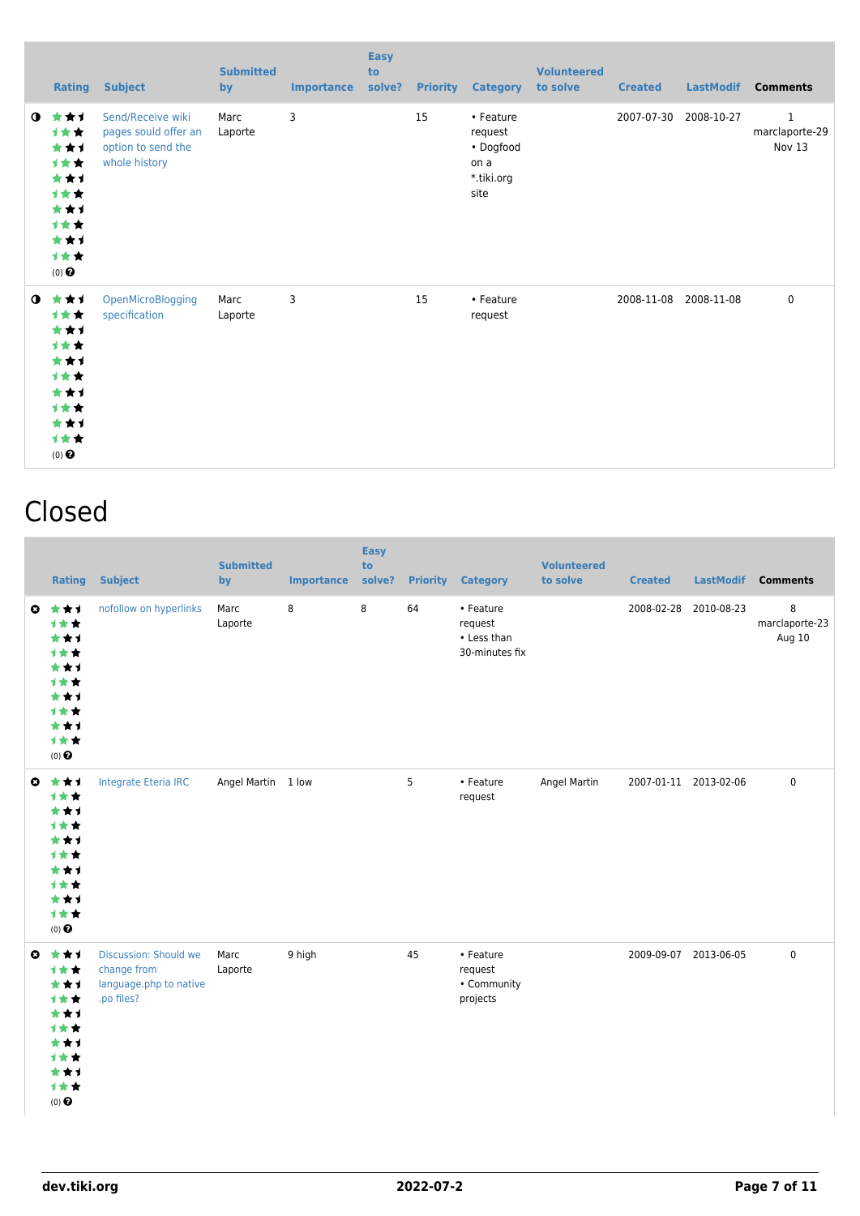| | Rating | Subject | Submitted by | Importance | Easy to solve? | Priority | Category | Volunteered to solve | Created | LastModif | Comments |
|---|---|---|---|---|---|---|---|---|---|---|---|
| ◑ | (0) | Send/Receive wiki pages sould offer an option to send the whole history | Marc Laporte | 3 | | 15 | • Feature request • Dogfood on a *.tiki.org site | | 2007-07-30 | 2008-10-27 | 1 marclaporte-29 Nov 13 |
| ◑ | (0) | OpenMicroBlogging specification | Marc Laporte | 3 | | 15 | • Feature request | | 2008-11-08 | 2008-11-08 | 0 |

# Closed

| | Rating | Subject | Submitted by | Importance | Easy to solve? | Priority | Category | Volunteered to solve | Created | LastModif | Comments |
|---|---|---|---|---|---|---|---|---|---|---|---|
| ⊗ | (0) | nofollow on hyperlinks | Marc Laporte | 8 | 8 | 64 | • Feature request • Less than 30-minutes fix | | 2008-02-28 | 2010-08-23 | 8 marclaporte-23 Aug 10 |
| ⊗ | (0) | Integrate Eteria IRC | Angel Martin | 1 low | | 5 | • Feature request | Angel Martin | 2007-01-11 | 2013-02-06 | 0 |
| ⊗ | (0) | Discussion: Should we change from language.php to native .po files? | Marc Laporte | 9 high | | 45 | • Feature request • Community projects | | 2009-09-07 | 2013-06-05 | 0 |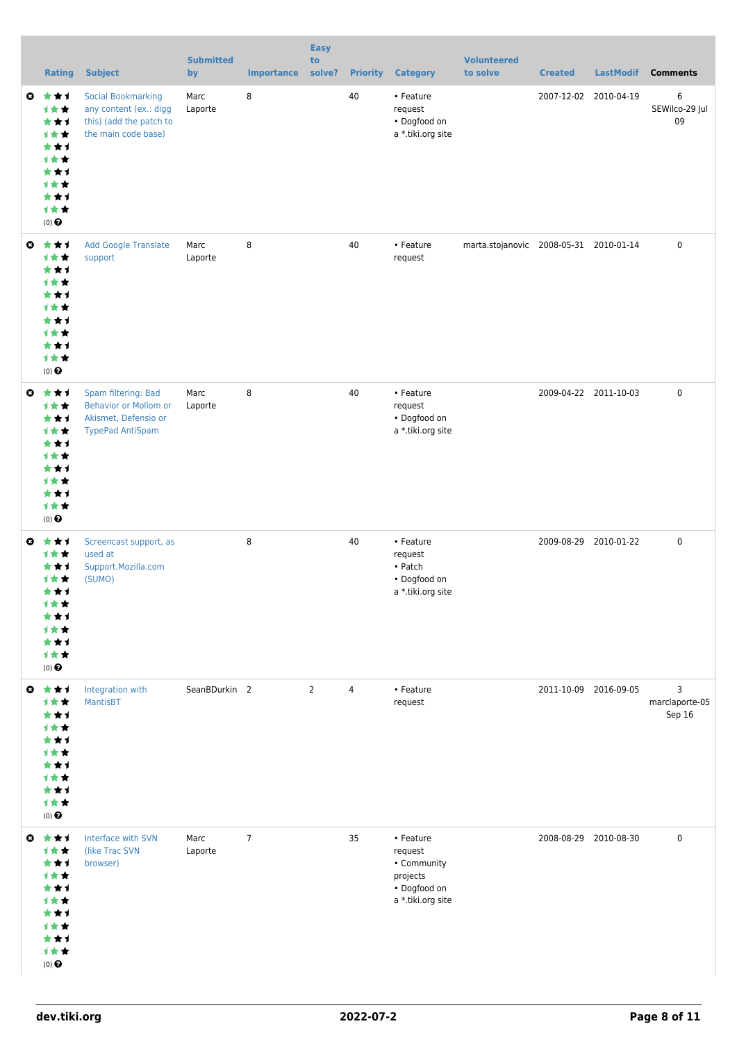|  | Rating | Subject | Submitted by | Importance | Easy to solve? | Priority | Category | Volunteered to solve | Created | LastModif | Comments |
|---|---|---|---|---|---|---|---|---|---|---|---|
|  | (0) | Social Bookmarking any content (ex.: digg this) (add the patch to the main code base) | Marc Laporte | 8 |  | 40 | • Feature request<br>• Dogfood on a *.tiki.org site |  | 2007-12-02 | 2010-04-19 | 6 SEWilco-29 Jul 09 |
|  | (0) | Add Google Translate support | Marc Laporte | 8 |  | 40 | • Feature request | marta.stojanovic | 2008-05-31 | 2010-01-14 | 0 |
|  | (0) | Spam filtering: Bad Behavior or Mollom or Akismet, Defensio or TypePad AntiSpam | Marc Laporte | 8 |  | 40 | • Feature request<br>• Dogfood on a *.tiki.org site |  | 2009-04-22 | 2011-10-03 | 0 |
|  | (0) | Screencast support, as used at Support.Mozilla.com (SUMO) |  | 8 |  | 40 | • Feature request<br>• Patch<br>• Dogfood on a *.tiki.org site |  | 2009-08-29 | 2010-01-22 | 0 |
|  | (0) | Integration with MantisBT | SeanBDurkin | 2 | 2 | 4 | • Feature request |  | 2011-10-09 | 2016-09-05 | 3 marclaporte-05 Sep 16 |
|  | (0) | Interface with SVN (like Trac SVN browser) | Marc Laporte | 7 |  | 35 | • Feature request<br>• Community projects<br>• Dogfood on a *.tiki.org site |  | 2008-08-29 | 2010-08-30 | 0 |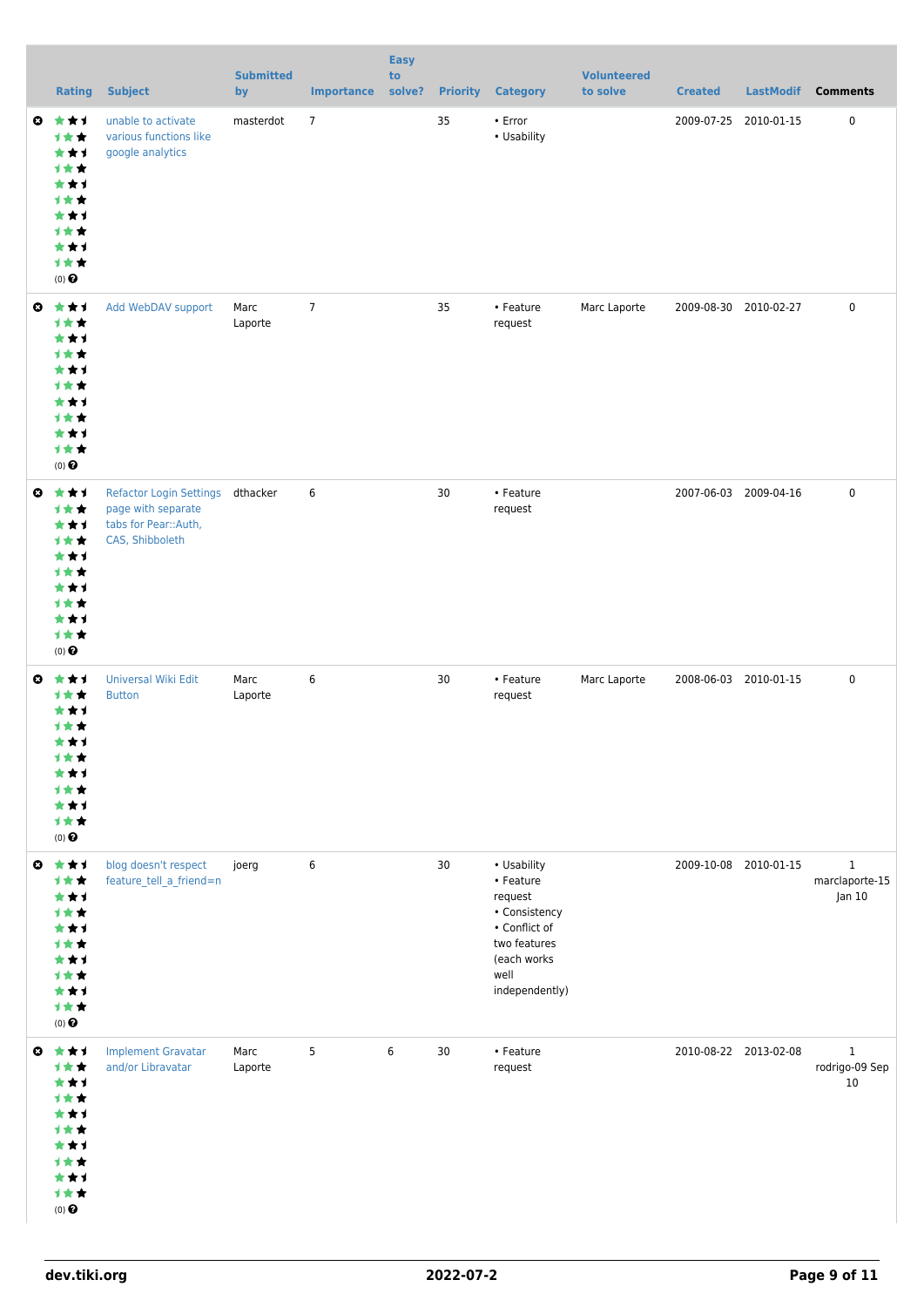| | Rating | Subject | Submitted by | Importance | Easy to solve? | Priority | Category | Volunteered to solve | Created | LastModif | Comments |
|---|---|---|---|---|---|---|---|---|---|---|---|
| | (0) | unable to activate various functions like google analytics | masterdot | 7 | | 35 | • Error • Usability | | 2009-07-25 | 2010-01-15 | 0 |
| | (0) | Add WebDAV support | Marc Laporte | 7 | | 35 | • Feature request | Marc Laporte | 2009-08-30 | 2010-02-27 | 0 |
| | (0) | Refactor Login Settings page with separate tabs for Pear::Auth, CAS, Shibboleth | dthacker | 6 | | 30 | • Feature request | | 2007-06-03 | 2009-04-16 | 0 |
| | (0) | Universal Wiki Edit Button | Marc Laporte | 6 | | 30 | • Feature request | Marc Laporte | 2008-06-03 | 2010-01-15 | 0 |
| | (0) | blog doesn't respect feature_tell_a_friend=n | joerg | 6 | | 30 | • Usability • Feature request • Consistency • Conflict of two features (each works well independently) | | 2009-10-08 | 2010-01-15 | 1 marclaporte-15 Jan 10 |
| | (0) | Implement Gravatar and/or Libravatar | Marc Laporte | 5 | 6 | 30 | • Feature request | | 2010-08-22 | 2013-02-08 | 1 rodrigo-09 Sep 10 |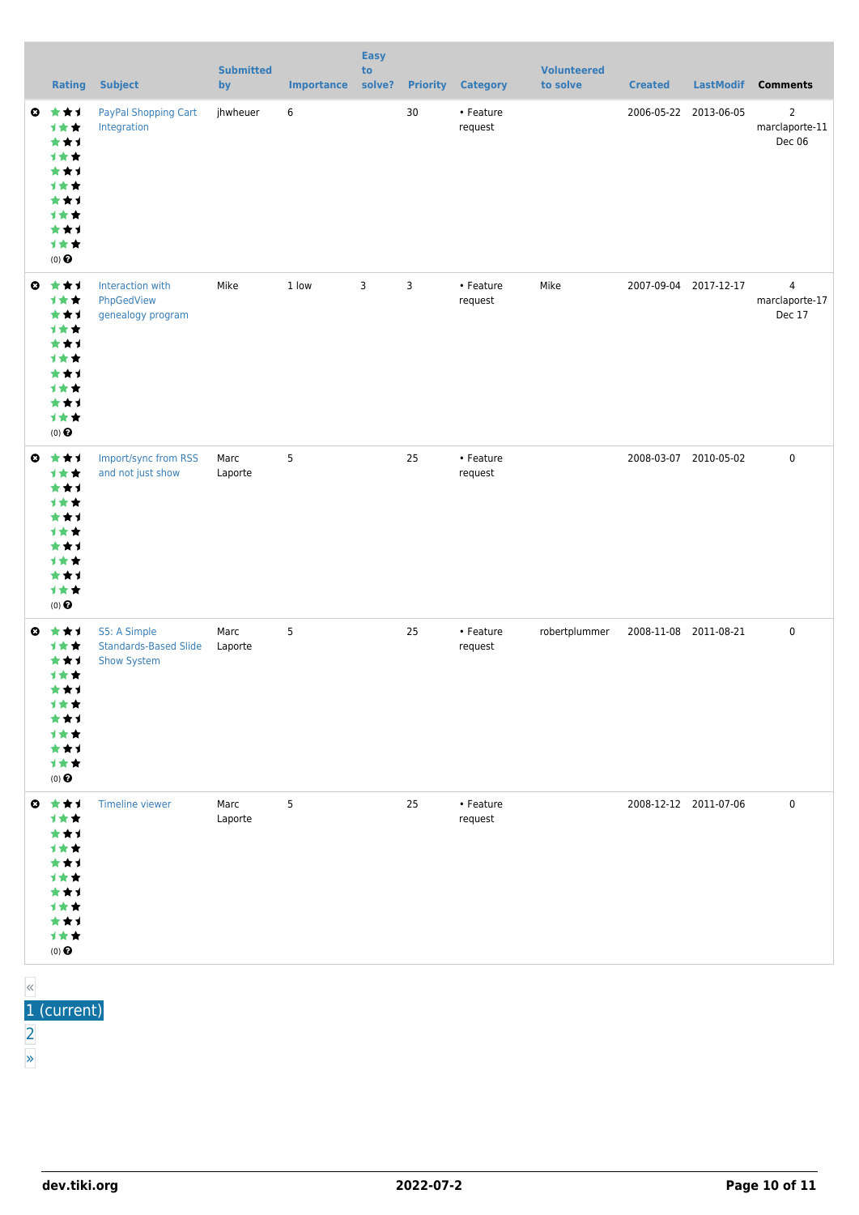|  | Rating | Subject | Submitted by | Importance | Easy to solve? | Priority | Category | Volunteered to solve | Created | LastModif | Comments |
|---|---|---|---|---|---|---|---|---|---|---|---|
|  | (0) | PayPal Shopping Cart Integration | jhwheuer | 6 |  | 30 | • Feature request |  | 2006-05-22 | 2013-06-05 | 2 marclaporte-11 Dec 06 |
|  | (0) | Interaction with PhpGedView genealogy program | Mike | 1 low | 3 | 3 | • Feature request | Mike | 2007-09-04 | 2017-12-17 | 4 marclaporte-17 Dec 17 |
|  | (0) | Import/sync from RSS and not just show | Marc Laporte | 5 |  | 25 | • Feature request |  | 2008-03-07 | 2010-05-02 | 0 |
|  | (0) | S5: A Simple Standards-Based Slide Show System | Marc Laporte | 5 |  | 25 | • Feature request | robertplummer | 2008-11-08 | 2011-08-21 | 0 |
|  | (0) | Timeline viewer | Marc Laporte | 5 |  | 25 | • Feature request |  | 2008-12-12 | 2011-07-06 | 0 |

«
1 (current)
2
»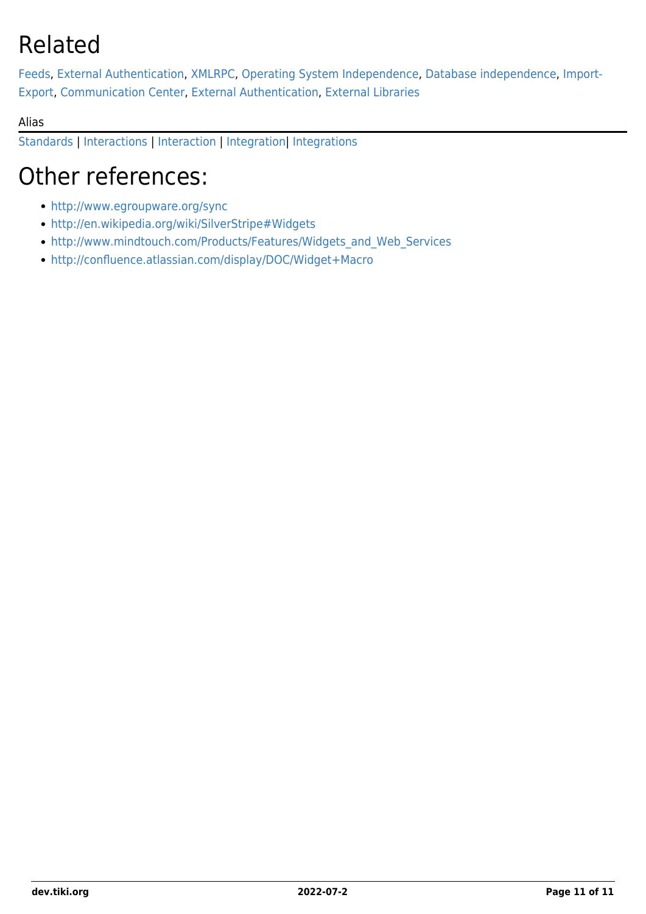# Related

Feeds, External Authentication, XMLRPC, Operating System Independence, Database independence, Import-Export, Communication Center, External Authentication, External Libraries

Alias

Standards | Interactions | Interaction | Integration| Integrations

# Other references:

- http://www.egroupware.org/sync
- http://en.wikipedia.org/wiki/SilverStripe#Widgets
- http://www.mindtouch.com/Products/Features/Widgets_and_Web_Services
- http://confluence.atlassian.com/display/DOC/Widget+Macro